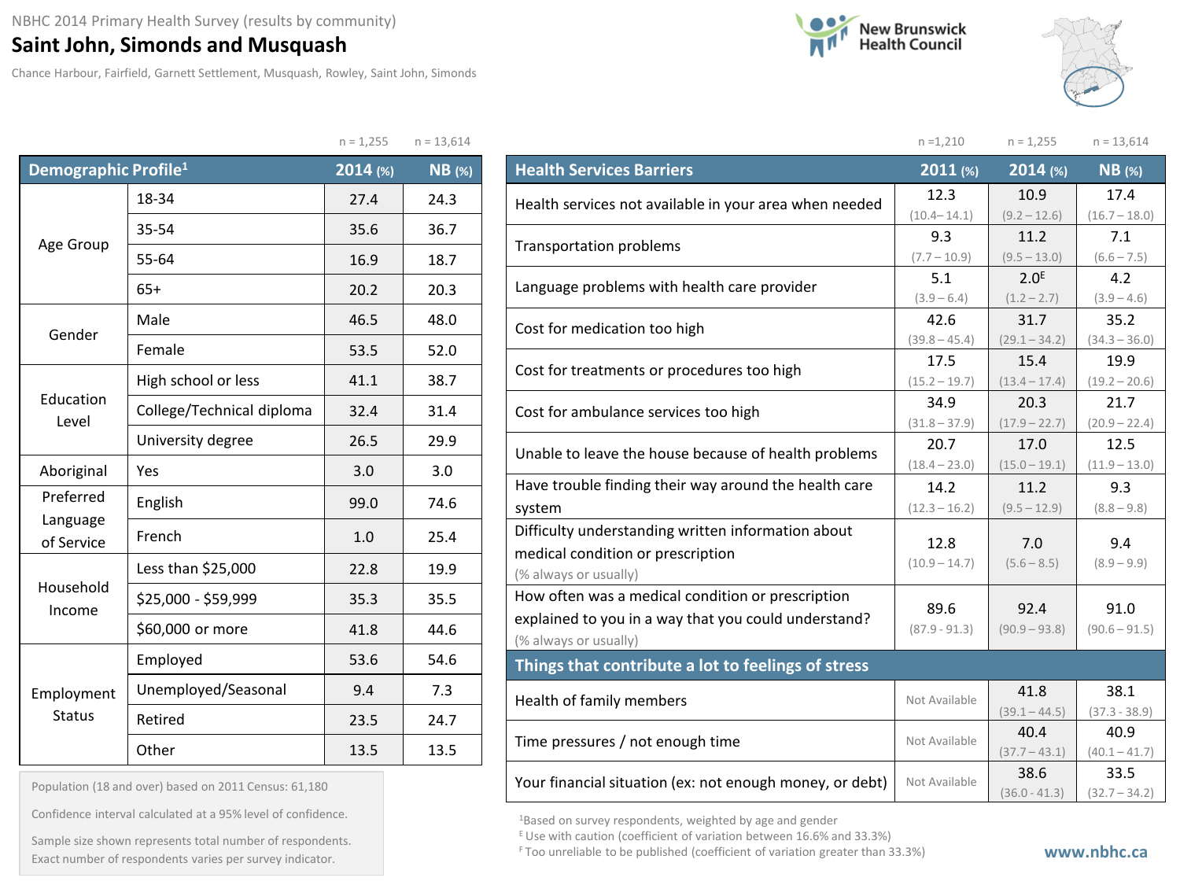NBHC 2014 Primary Health Survey (results by community)

# Saint John, Simonds and Musquash

Chance Harbour, Fairfield, Garnett Settlement, Musquash, Rowley, Saint John, Simonds

New Brunswick Health Council

| Demographic Profile[1] | | 2014 (%) n = 1,255 | NB (%) n = 13,614 |
|---|---|---|---|
| Age Group | 18-34 | 27.4 | 24.3 |
| | 35-54 | 35.6 | 36.7 |
| | 55-64 | 16.9 | 18.7 |
| | 65+ | 20.2 | 20.3 |
| Gender | Male | 46.5 | 48.0 |
| | Female | 53.5 | 52.0 |
| Education Level | High school or less | 41.1 | 38.7 |
| | College/Technical diploma | 32.4 | 31.4 |
| | University degree | 26.5 | 29.9 |
| Aboriginal | Yes | 3.0 | 3.0 |
| Preferred Language of Service | English | 99.0 | 74.6 |
| | French | 1.0 | 25.4 |
| Household Income | Less than $25,000 | 22.8 | 19.9 |
| | $25,000 - $59,999 | 35.3 | 35.5 |
| | $60,000 or more | 41.8 | 44.6 |
| Employment Status | Employed | 53.6 | 54.6 |
| | Unemployed/Seasonal | 9.4 | 7.3 |
| | Retired | 23.5 | 24.7 |
| | Other | 13.5 | 13.5 |

Population (18 and over) based on 2011 Census: 61,180

Confidence interval calculated at a 95% level of confidence.

Sample size shown represents total number of respondents. Exact number of respondents varies per survey indicator.

| Health Services Barriers | 2011 (%) n = 1,210 | 2014 (%) n = 1,255 | NB (%) n = 13,614 |
|---|---|---|---|
| Health services not available in your area when needed | 12.3 (10.4 – 14.1) | 10.9 (9.2 – 12.6) | 17.4 (16.7 – 18.0) |
| Transportation problems | 9.3 (7.7 – 10.9) | 11.2 (9.5 – 13.0) | 7.1 (6.6 – 7.5) |
| Language problems with health care provider | 5.1 (3.9 – 6.4) | 2.0[E] (1.2 – 2.7) | 4.2 (3.9 – 4.6) |
| Cost for medication too high | 42.6 (39.8 – 45.4) | 31.7 (29.1 – 34.2) | 35.2 (34.3 – 36.0) |
| Cost for treatments or procedures too high | 17.5 (15.2 – 19.7) | 15.4 (13.4 – 17.4) | 19.9 (19.2 – 20.6) |
| Cost for ambulance services too high | 34.9 (31.8 – 37.9) | 20.3 (17.9 – 22.7) | 21.7 (20.9 – 22.4) |
| Unable to leave the house because of health problems | 20.7 (18.4 – 23.0) | 17.0 (15.0 – 19.1) | 12.5 (11.9 – 13.0) |
| Have trouble finding their way around the health care system | 14.2 (12.3 – 16.2) | 11.2 (9.5 – 12.9) | 9.3 (8.8 – 9.8) |
| Difficulty understanding written information about medical condition or prescription (% always or usually) | 12.8 (10.9 – 14.7) | 7.0 (5.6 – 8.5) | 9.4 (8.9 – 9.9) |
| How often was a medical condition or prescription explained to you in a way that you could understand? (% always or usually) | 89.6 (87.9 - 91.3) | 92.4 (90.9 – 93.8) | 91.0 (90.6 – 91.5) |
| **Things that contribute a lot to feelings of stress** | | | |
| Health of family members | Not Available | 41.8 (39.1 – 44.5) | 38.1 (37.3 - 38.9) |
| Time pressures / not enough time | Not Available | 40.4 (37.7 – 43.1) | 40.9 (40.1 – 41.7) |
| Your financial situation (ex: not enough money, or debt) | Not Available | 38.6 (36.0 - 41.3) | 33.5 (32.7 – 34.2) |

[1] Based on survey respondents, weighted by age and gender

[E] Use with caution (coefficient of variation between 16.6% and 33.3%)

[F] Too unreliable to be published (coefficient of variation greater than 33.3%)

www.nbhc.ca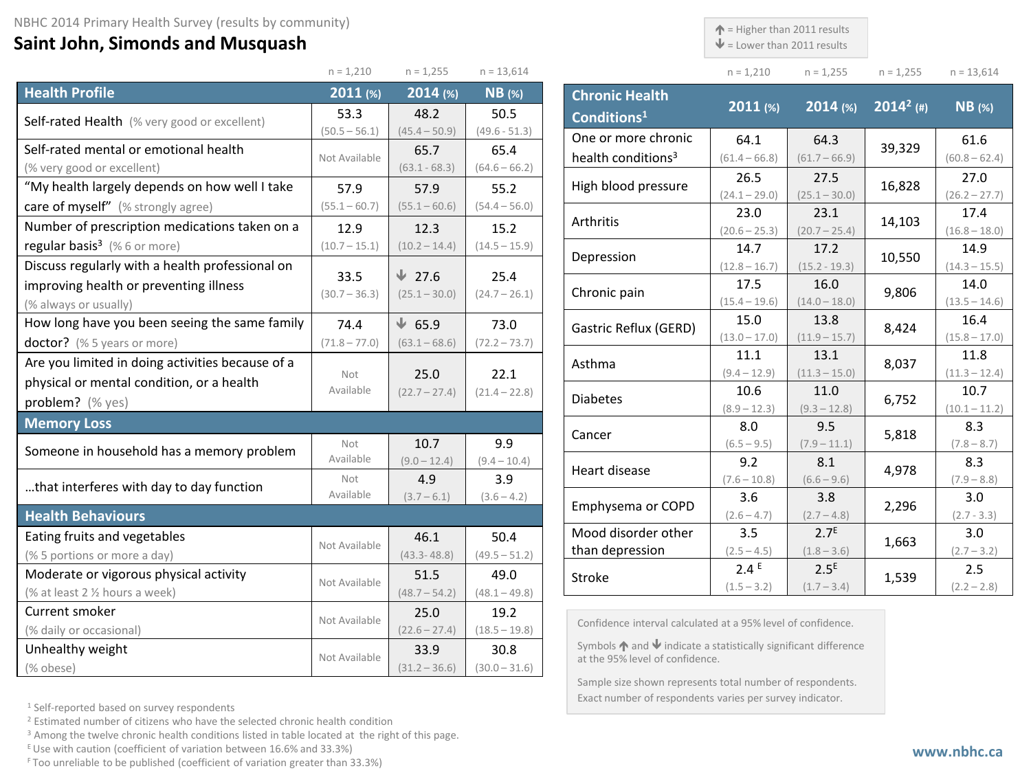NBHC 2014 Primary Health Survey (results by community)

# Saint John, Simonds and Musquash

| | n = 1,210 | n = 1,255 | n = 13,614 |
|---|---|---|---|
| **Health Profile** | **2011 (%)** | **2014 (%)** | **NB (%)** |
| Self-rated Health (% very good or excellent) | 53.3 (50.5 – 56.1) | 48.2 (45.4 – 50.9) | 50.5 (49.6 - 51.3) |
| Self-rated mental or emotional health (% very good or excellent) | Not Available | 65.7 (63.1 - 68.3) | 65.4 (64.6 – 66.2) |
| "My health largely depends on how well I take care of myself" (% strongly agree) | 57.9 (55.1 – 60.7) | 57.9 (55.1 – 60.6) | 55.2 (54.4 – 56.0) |
| Number of prescription medications taken on a regular basis[3] (% 6 or more) | 12.9 (10.7 – 15.1) | 12.3 (10.2 – 14.4) | 15.2 (14.5 – 15.9) |
| Discuss regularly with a health professional on improving health or preventing illness (% always or usually) | 33.5 (30.7 – 36.3) | ↓ 27.6 (25.1 – 30.0) | 25.4 (24.7 – 26.1) |
| How long have you been seeing the same family doctor? (% 5 years or more) | 74.4 (71.8 – 77.0) | ↓ 65.9 (63.1 – 68.6) | 73.0 (72.2 – 73.7) |
| Are you limited in doing activities because of a physical or mental condition, or a health problem? (% yes) | Not Available | 25.0 (22.7 – 27.4) | 22.1 (21.4 – 22.8) |
| **Memory Loss** | | | |
| Someone in household has a memory problem | Not Available | 10.7 (9.0 – 12.4) | 9.9 (9.4 – 10.4) |
| …that interferes with day to day function | Not Available | 4.9 (3.7 – 6.1) | 3.9 (3.6 – 4.2) |
| **Health Behaviours** | | | |
| Eating fruits and vegetables (% 5 portions or more a day) | Not Available | 46.1 (43.3- 48.8) | 50.4 (49.5 – 51.2) |
| Moderate or vigorous physical activity (% at least 2 ½ hours a week) | Not Available | 51.5 (48.7 – 54.2) | 49.0 (48.1 – 49.8) |
| Current smoker (% daily or occasional) | Not Available | 25.0 (22.6 – 27.4) | 19.2 (18.5 – 19.8) |
| Unhealthy weight (% obese) | Not Available | 33.9 (31.2 – 36.6) | 30.8 (30.0 – 31.6) |

↑ = Higher than 2011 results
↓ = Lower than 2011 results

| | n = 1,210 | n = 1,255 | n = 1,255 | n = 13,614 |
|---|---|---|---|---|
| **Chronic Health Conditions[1]** | **2011 (%)** | **2014 (%)** | **2014[2] (#)** | **NB (%)** |
| One or more chronic health conditions[3] | 64.1 (61.4 – 66.8) | 64.3 (61.7 – 66.9) | 39,329 | 61.6 (60.8 – 62.4) |
| High blood pressure | 26.5 (24.1 – 29.0) | 27.5 (25.1 – 30.0) | 16,828 | 27.0 (26.2 – 27.7) |
| Arthritis | 23.0 (20.6 – 25.3) | 23.1 (20.7 – 25.4) | 14,103 | 17.4 (16.8 – 18.0) |
| Depression | 14.7 (12.8 – 16.7) | 17.2 (15.2 - 19.3) | 10,550 | 14.9 (14.3 – 15.5) |
| Chronic pain | 17.5 (15.4 – 19.6) | 16.0 (14.0 – 18.0) | 9,806 | 14.0 (13.5 – 14.6) |
| Gastric Reflux (GERD) | 15.0 (13.0 – 17.0) | 13.8 (11.9 – 15.7) | 8,424 | 16.4 (15.8 – 17.0) |
| Asthma | 11.1 (9.4 – 12.9) | 13.1 (11.3 – 15.0) | 8,037 | 11.8 (11.3 – 12.4) |
| Diabetes | 10.6 (8.9 – 12.3) | 11.0 (9.3 – 12.8) | 6,752 | 10.7 (10.1 – 11.2) |
| Cancer | 8.0 (6.5 – 9.5) | 9.5 (7.9 – 11.1) | 5,818 | 8.3 (7.8 – 8.7) |
| Heart disease | 9.2 (7.6 – 10.8) | 8.1 (6.6 – 9.6) | 4,978 | 8.3 (7.9 – 8.8) |
| Emphysema or COPD | 3.6 (2.6 – 4.7) | 3.8 (2.7 – 4.8) | 2,296 | 3.0 (2.7 - 3.3) |
| Mood disorder other than depression | 3.5 (2.5 – 4.5) | 2.7[E] (1.8 – 3.6) | 1,663 | 3.0 (2.7 - 3.2) |
| Stroke | 2.4[E] (1.5 – 3.2) | 2.5[E] (1.7 – 3.4) | 1,539 | 2.5 (2.2 – 2.8) |

Confidence interval calculated at a 95% level of confidence.

Symbols ↑ and ↓ indicate a statistically significant difference at the 95% level of confidence.

Sample size shown represents total number of respondents. Exact number of respondents varies per survey indicator.

[1] Self-reported based on survey respondents
[2] Estimated number of citizens who have the selected chronic health condition
[3] Among the twelve chronic health conditions listed in table located at the right of this page.
[E] Use with caution (coefficient of variation between 16.6% and 33.3%)
[F] Too unreliable to be published (coefficient of variation greater than 33.3%)

www.nbhc.ca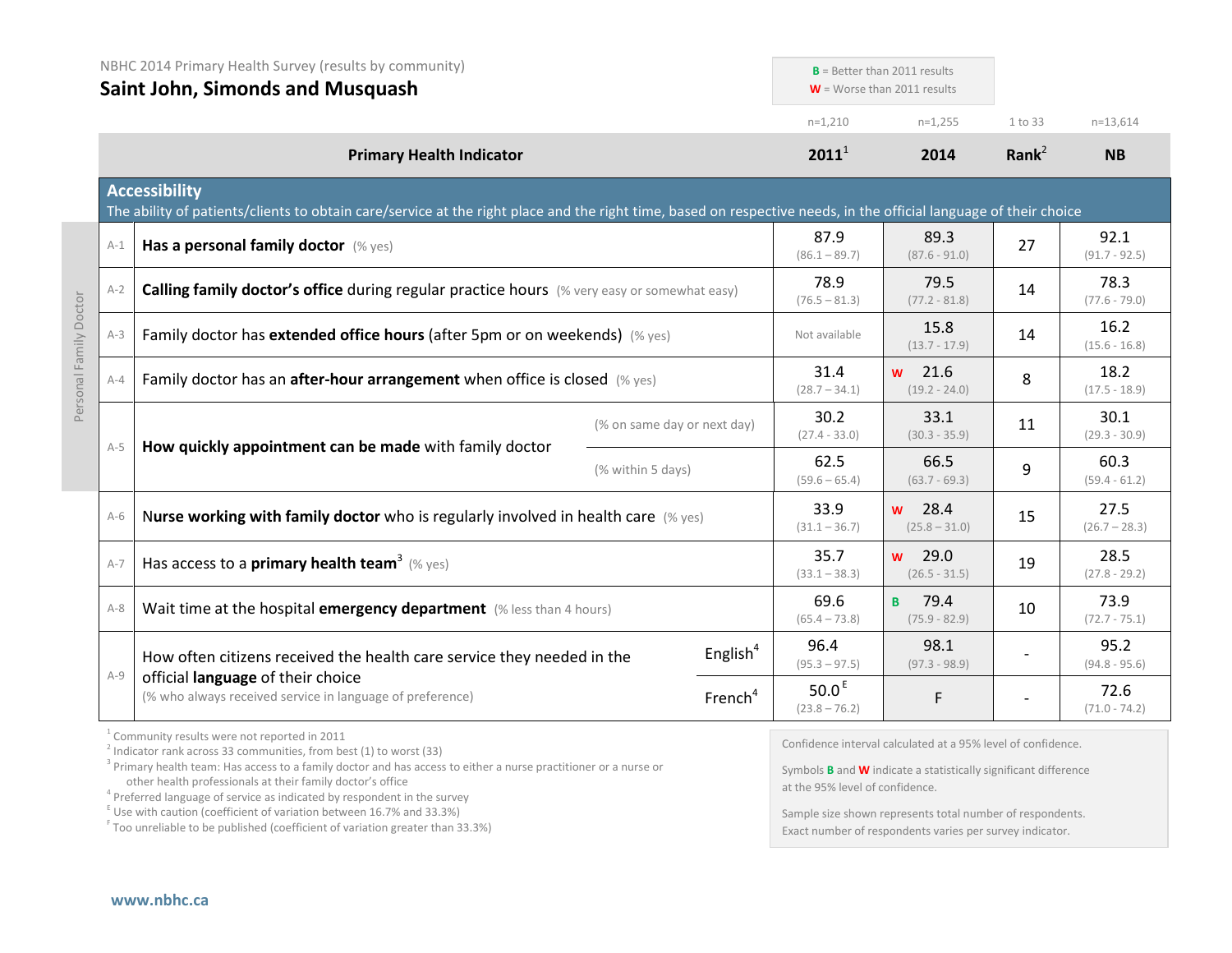NBHC 2014 Primary Health Survey (results by community)

# Saint John, Simonds and Musquash

**B** = Better than 2011 results
**W** = Worse than 2011 results

| | Primary Health Indicator | | 2011[1] (n=1,210) | 2014 (n=1,255) | Rank[2] (1 to 33) | NB (n=13,614) |
|---|---|---|---|---|---|---|
| **Accessibility** | The ability of patients/clients to obtain care/service at the right place and the right time, based on respective needs, in the official language of their choice | | | | | |
| A-1 | **Has a personal family doctor** (% yes) | | 87.9 (86.1 – 89.7) | 89.3 (87.6 - 91.0) | 27 | 92.1 (91.7 - 92.5) |
| A-2 | **Calling family doctor's office** during regular practice hours (% very easy or somewhat easy) | | 78.9 (76.5 – 81.3) | 79.5 (77.2 - 81.8) | 14 | 78.3 (77.6 - 79.0) |
| A-3 | Family doctor has **extended office hours** (after 5pm or on weekends) (% yes) | | Not available | 15.8 (13.7 - 17.9) | 14 | 16.2 (15.6 - 16.8) |
| A-4 | Family doctor has an **after-hour arrangement** when office is closed (% yes) | | 31.4 (28.7 – 34.1) | W 21.6 (19.2 - 24.0) | 8 | 18.2 (17.5 - 18.9) |
| A-5 | **How quickly appointment can be made** with family doctor | (% on same day or next day) | 30.2 (27.4 - 33.0) | 33.1 (30.3 - 35.9) | 11 | 30.1 (29.3 - 30.9) |
| | | (% within 5 days) | 62.5 (59.6 – 65.4) | 66.5 (63.7 - 69.3) | 9 | 60.3 (59.4 - 61.2) |
| A-6 | **Nurse working with family doctor** who is regularly involved in health care (% yes) | | 33.9 (31.1 – 36.7) | W 28.4 (25.8 – 31.0) | 15 | 27.5 (26.7 – 28.3) |
| A-7 | Has access to a **primary health team**[3] (% yes) | | 35.7 (33.1 – 38.3) | W 29.0 (26.5 - 31.5) | 19 | 28.5 (27.8 - 29.2) |
| A-8 | Wait time at the hospital **emergency department** (% less than 4 hours) | | 69.6 (65.4 – 73.8) | B 79.4 (75.9 - 82.9) | 10 | 73.9 (72.7 - 75.1) |
| A-9 | How often citizens received the health care service they needed in the official **language** of their choice (% who always received service in language of preference) | English[4] | 96.4 (95.3 – 97.5) | 98.1 (97.3 - 98.9) | - | 95.2 (94.8 - 95.6) |
| | | French[4] | 50.0[E] (23.8 – 76.2) | F | - | 72.6 (71.0 - 74.2) |

Personal Family Doctor (applies to A-1 to A-5)

[1] Community results were not reported in 2011
[2] Indicator rank across 33 communities, from best (1) to worst (33)
[3] Primary health team: Has access to a family doctor and has access to either a nurse practitioner or a nurse or other health professionals at their family doctor's office
[4] Preferred language of service as indicated by respondent in the survey
[E] Use with caution (coefficient of variation between 16.7% and 33.3%)
[F] Too unreliable to be published (coefficient of variation greater than 33.3%)

Confidence interval calculated at a 95% level of confidence.

Symbols **B** and **W** indicate a statistically significant difference at the 95% level of confidence.

Sample size shown represents total number of respondents. Exact number of respondents varies per survey indicator.

www.nbhc.ca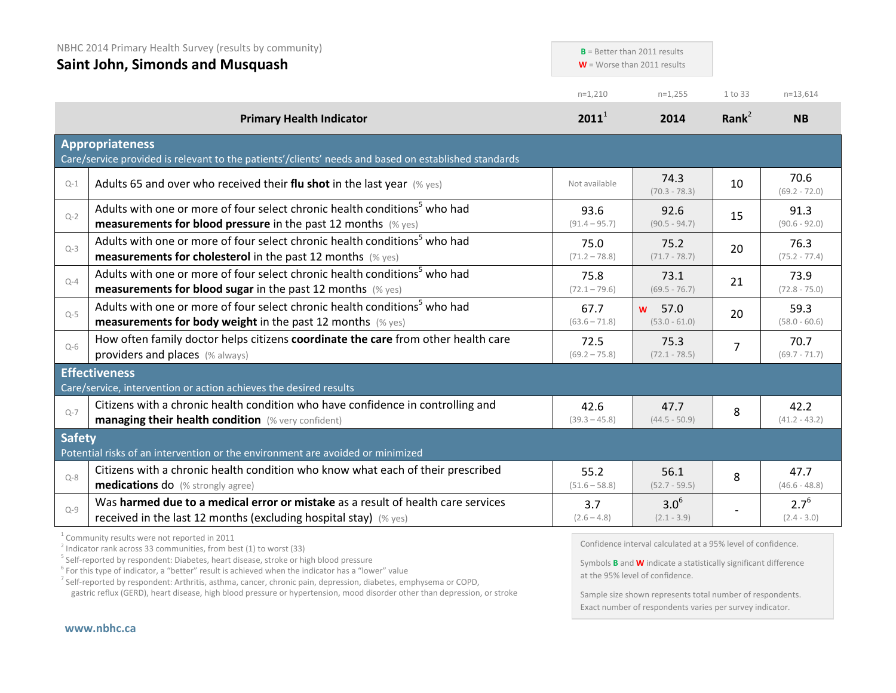NBHC 2014 Primary Health Survey (results by community)

# Saint John, Simonds and Musquash

**B** = Better than 2011 results
**W** = Worse than 2011 results

| | Primary Health Indicator | 2011[1] (n=1,210) | 2014 (n=1,255) | Rank[2] (1 to 33) | NB (n=13,614) |
|---|---|---|---|---|---|
| **Appropriateness** | Care/service provided is relevant to the patients'/clients' needs and based on established standards | | | | |
| Q-1 | Adults 65 and over who received their **flu shot** in the last year (% yes) | Not available | 74.3 (70.3 - 78.3) | 10 | 70.6 (69.2 - 72.0) |
| Q-2 | Adults with one or more of four select chronic health conditions[5] who had **measurements for blood pressure** in the past 12 months (% yes) | 93.6 (91.4 – 95.7) | 92.6 (90.5 - 94.7) | 15 | 91.3 (90.6 - 92.0) |
| Q-3 | Adults with one or more of four select chronic health conditions[5] who had **measurements for cholesterol** in the past 12 months (% yes) | 75.0 (71.2 – 78.8) | 75.2 (71.7 - 78.7) | 20 | 76.3 (75.2 - 77.4) |
| Q-4 | Adults with one or more of four select chronic health conditions[5] who had **measurements for blood sugar** in the past 12 months (% yes) | 75.8 (72.1 – 79.6) | 73.1 (69.5 - 76.7) | 21 | 73.9 (72.8 - 75.0) |
| Q-5 | Adults with one or more of four select chronic health conditions[5] who had **measurements for body weight** in the past 12 months (% yes) | 67.7 (63.6 – 71.8) | W 57.0 (53.0 - 61.0) | 20 | 59.3 (58.0 - 60.6) |
| Q-6 | How often family doctor helps citizens **coordinate the care** from other health care providers and places (% always) | 72.5 (69.2 – 75.8) | 75.3 (72.1 - 78.5) | 7 | 70.7 (69.7 - 71.7) |
| **Effectiveness** | Care/service, intervention or action achieves the desired results | | | | |
| Q-7 | Citizens with a chronic health condition who have confidence in controlling and **managing their health condition** (% very confident) | 42.6 (39.3 – 45.8) | 47.7 (44.5 - 50.9) | 8 | 42.2 (41.2 - 43.2) |
| **Safety** | Potential risks of an intervention or the environment are avoided or minimized | | | | |
| Q-8 | Citizens with a chronic health condition who know what each of their prescribed **medications do** (% strongly agree) | 55.2 (51.6 – 58.8) | 56.1 (52.7 - 59.5) | 8 | 47.7 (46.6 - 48.8) |
| Q-9 | Was **harmed due to a medical error or mistake** as a result of health care services received in the last 12 months (excluding hospital stay) (% yes) | 3.7 (2.6 – 4.8) | 3.0[6] (2.1 - 3.9) | - | 2.7[6] (2.4 - 3.0) |

[1] Community results were not reported in 2011
[2] Indicator rank across 33 communities, from best (1) to worst (33)
[5] Self-reported by respondent: Diabetes, heart disease, stroke or high blood pressure
[6] For this type of indicator, a "better" result is achieved when the indicator has a "lower" value
[7] Self-reported by respondent: Arthritis, asthma, cancer, chronic pain, depression, diabetes, emphysema or COPD, gastric reflux (GERD), heart disease, high blood pressure or hypertension, mood disorder other than depression, or stroke

Confidence interval calculated at a 95% level of confidence.

Symbols **B** and **W** indicate a statistically significant difference at the 95% level of confidence.

Sample size shown represents total number of respondents. Exact number of respondents varies per survey indicator.

www.nbhc.ca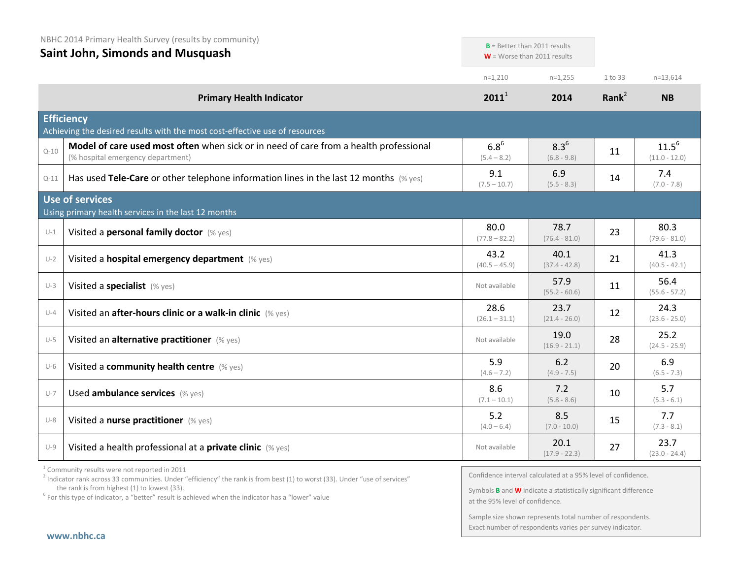NBHC 2014 Primary Health Survey (results by community)

# Saint John, Simonds and Musquash

**B** = Better than 2011 results
**W** = Worse than 2011 results

| | Primary Health Indicator | 2011[1] (n=1,210) | 2014 (n=1,255) | Rank[2] (1 to 33) | NB (n=13,614) |
|---|---|---|---|---|---|
| | **Efficiency** Achieving the desired results with the most cost-effective use of resources | | | | |
| Q-10 | **Model of care used most often** when sick or in need of care from a health professional (% hospital emergency department) | 6.8[6] (5.4 – 8.2) | 8.3[6] (6.8 - 9.8) | 11 | 11.5[6] (11.0 - 12.0) |
| Q-11 | Has used **Tele-Care** or other telephone information lines in the last 12 months (% yes) | 9.1 (7.5 – 10.7) | 6.9 (5.5 - 8.3) | 14 | 7.4 (7.0 - 7.8) |
| | **Use of services** Using primary health services in the last 12 months | | | | |
| U-1 | Visited a **personal family doctor** (% yes) | 80.0 (77.8 – 82.2) | 78.7 (76.4 - 81.0) | 23 | 80.3 (79.6 - 81.0) |
| U-2 | Visited a **hospital emergency department** (% yes) | 43.2 (40.5 – 45.9) | 40.1 (37.4 - 42.8) | 21 | 41.3 (40.5 - 42.1) |
| U-3 | Visited a **specialist** (% yes) | Not available | 57.9 (55.2 - 60.6) | 11 | 56.4 (55.6 - 57.2) |
| U-4 | Visited an **after-hours clinic or a walk-in clinic** (% yes) | 28.6 (26.1 – 31.1) | 23.7 (21.4 - 26.0) | 12 | 24.3 (23.6 - 25.0) |
| U-5 | Visited an **alternative practitioner** (% yes) | Not available | 19.0 (16.9 - 21.1) | 28 | 25.2 (24.5 - 25.9) |
| U-6 | Visited a **community health centre** (% yes) | 5.9 (4.6 – 7.2) | 6.2 (4.9 - 7.5) | 20 | 6.9 (6.5 - 7.3) |
| U-7 | Used **ambulance services** (% yes) | 8.6 (7.1 – 10.1) | 7.2 (5.8 - 8.6) | 10 | 5.7 (5.3 - 6.1) |
| U-8 | Visited a **nurse practitioner** (% yes) | 5.2 (4.0 – 6.4) | 8.5 (7.0 - 10.0) | 15 | 7.7 (7.3 - 8.1) |
| U-9 | Visited a health professional at a **private clinic** (% yes) | Not available | 20.1 (17.9 - 22.3) | 27 | 23.7 (23.0 - 24.4) |

[1] Community results were not reported in 2011
[2] Indicator rank across 33 communities. Under "efficiency" the rank is from best (1) to worst (33). Under "use of services" the rank is from highest (1) to lowest (33).
[6] For this type of indicator, a "better" result is achieved when the indicator has a "lower" value

Confidence interval calculated at a 95% level of confidence.

Symbols **B** and **W** indicate a statistically significant difference at the 95% level of confidence.

Sample size shown represents total number of respondents. Exact number of respondents varies per survey indicator.

www.nbhc.ca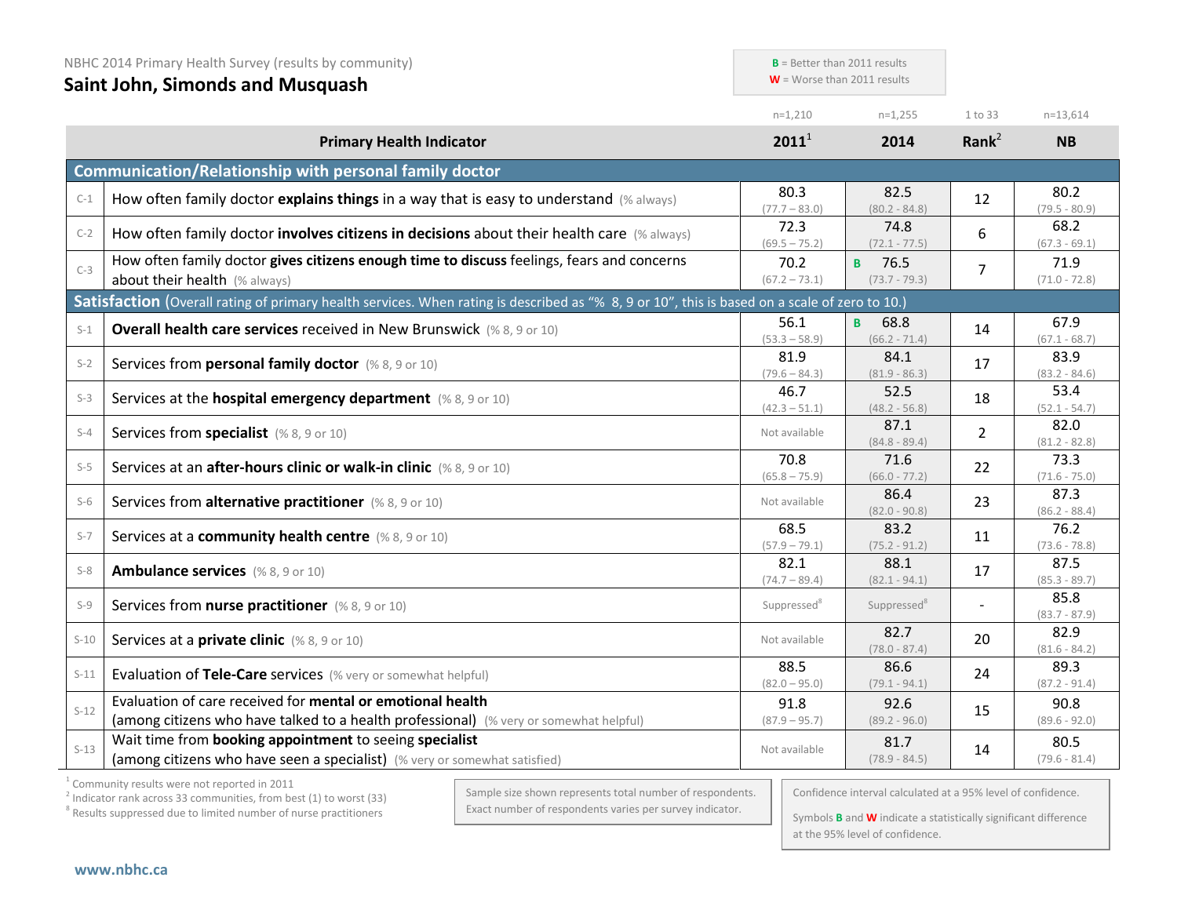NBHC 2014 Primary Health Survey (results by community)

# Saint John, Simonds and Musquash

**B** = Better than 2011 results
**W** = Worse than 2011 results

| | Primary Health Indicator | 2011[1] (n=1,210) | 2014 (n=1,255) | Rank[2] (1 to 33) | NB (n=13,614) |
|---|---|---|---|---|---|
| | **Communication/Relationship with personal family doctor** | | | | |
| C-1 | How often family doctor **explains things** in a way that is easy to understand (% always) | 80.3 (77.7 – 83.0) | 82.5 (80.2 - 84.8) | 12 | 80.2 (79.5 - 80.9) |
| C-2 | How often family doctor **involves citizens in decisions** about their health care (% always) | 72.3 (69.5 – 75.2) | 74.8 (72.1 - 77.5) | 6 | 68.2 (67.3 - 69.1) |
| C-3 | How often family doctor **gives citizens enough time to discuss** feelings, fears and concerns about their health (% always) | 70.2 (67.2 – 73.1) | B 76.5 (73.7 - 79.3) | 7 | 71.9 (71.0 - 72.8) |
| | **Satisfaction** (Overall rating of primary health services. When rating is described as "% 8, 9 or 10", this is based on a scale of zero to 10.) | | | | |
| S-1 | **Overall health care services** received in New Brunswick (% 8, 9 or 10) | 56.1 (53.3 – 58.9) | B 68.8 (66.2 - 71.4) | 14 | 67.9 (67.1 - 68.7) |
| S-2 | Services from **personal family doctor** (% 8, 9 or 10) | 81.9 (79.6 – 84.3) | 84.1 (81.9 - 86.3) | 17 | 83.9 (83.2 - 84.6) |
| S-3 | Services at the **hospital emergency department** (% 8, 9 or 10) | 46.7 (42.3 – 51.1) | 52.5 (48.2 - 56.8) | 18 | 53.4 (52.1 - 54.7) |
| S-4 | Services from **specialist** (% 8, 9 or 10) | Not available | 87.1 (84.8 - 89.4) | 2 | 82.0 (81.2 - 82.8) |
| S-5 | Services at an **after-hours clinic or walk-in clinic** (% 8, 9 or 10) | 70.8 (65.8 – 75.9) | 71.6 (66.0 - 77.2) | 22 | 73.3 (71.6 - 75.0) |
| S-6 | Services from **alternative practitioner** (% 8, 9 or 10) | Not available | 86.4 (82.0 - 90.8) | 23 | 87.3 (86.2 - 88.4) |
| S-7 | Services at a **community health centre** (% 8, 9 or 10) | 68.5 (57.9 – 79.1) | 83.2 (75.2 - 91.2) | 11 | 76.2 (73.6 - 78.8) |
| S-8 | **Ambulance services** (% 8, 9 or 10) | 82.1 (74.7 – 89.4) | 88.1 (82.1 - 94.1) | 17 | 87.5 (85.3 - 89.7) |
| S-9 | Services from **nurse practitioner** (% 8, 9 or 10) | Suppressed[8] | Suppressed[8] | - | 85.8 (83.7 - 87.9) |
| S-10 | Services at a **private clinic** (% 8, 9 or 10) | Not available | 82.7 (78.0 - 87.4) | 20 | 82.9 (81.6 - 84.2) |
| S-11 | Evaluation of **Tele-Care** services (% very or somewhat helpful) | 88.5 (82.0 – 95.0) | 86.6 (79.1 - 94.1) | 24 | 89.3 (87.2 - 91.4) |
| S-12 | Evaluation of care received for **mental or emotional health** (among citizens who have talked to a health professional) (% very or somewhat helpful) | 91.8 (87.9 – 95.7) | 92.6 (89.2 - 96.0) | 15 | 90.8 (89.6 - 92.0) |
| S-13 | Wait time from **booking appointment** to seeing **specialist** (among citizens who have seen a specialist) (% very or somewhat satisfied) | Not available | 81.7 (78.9 - 84.5) | 14 | 80.5 (79.6 - 81.4) |

[1] Community results were not reported in 2011
[2] Indicator rank across 33 communities, from best (1) to worst (33)
[8] Results suppressed due to limited number of nurse practitioners

Sample size shown represents total number of respondents. Exact number of respondents varies per survey indicator.

Confidence interval calculated at a 95% level of confidence.

Symbols **B** and **W** indicate a statistically significant difference at the 95% level of confidence.

www.nbhc.ca